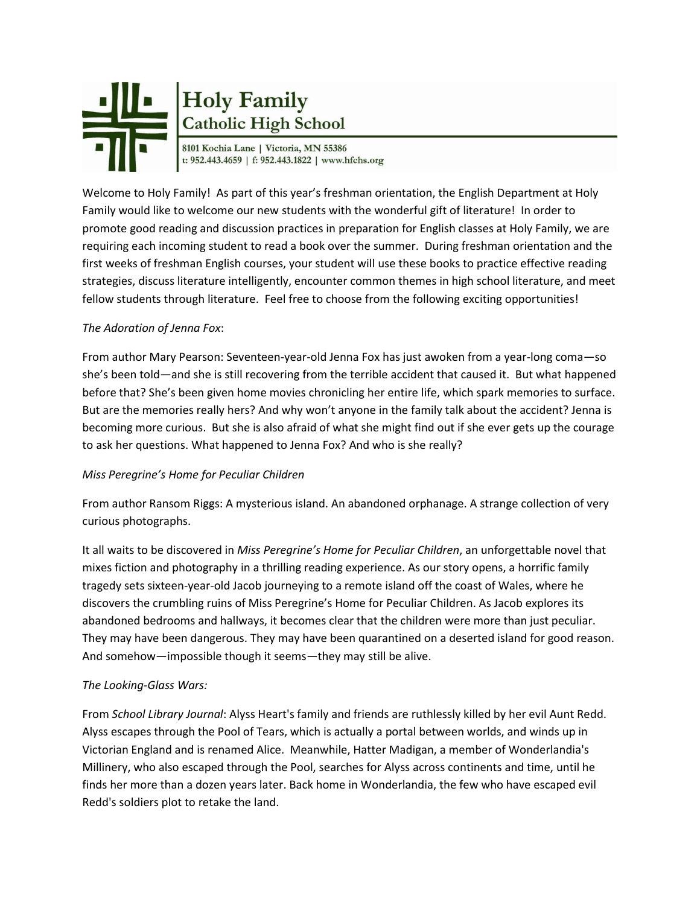# Holy Family
## Catholic High School

8101 Kochia Lane | Victoria, MN 55386
t: 952.443.4659 | f: 952.443.1822 | www.hfchs.org

Welcome to Holy Family! As part of this year's freshman orientation, the English Department at Holy Family would like to welcome our new students with the wonderful gift of literature! In order to promote good reading and discussion practices in preparation for English classes at Holy Family, we are requiring each incoming student to read a book over the summer. During freshman orientation and the first weeks of freshman English courses, your student will use these books to practice effective reading strategies, discuss literature intelligently, encounter common themes in high school literature, and meet fellow students through literature. Feel free to choose from the following exciting opportunities!

*The Adoration of Jenna Fox*:

From author Mary Pearson: Seventeen-year-old Jenna Fox has just awoken from a year-long coma—so she's been told—and she is still recovering from the terrible accident that caused it. But what happened before that? She's been given home movies chronicling her entire life, which spark memories to surface. But are the memories really hers? And why won't anyone in the family talk about the accident? Jenna is becoming more curious. But she is also afraid of what she might find out if she ever gets up the courage to ask her questions. What happened to Jenna Fox? And who is she really?

*Miss Peregrine's Home for Peculiar Children*

From author Ransom Riggs: A mysterious island. An abandoned orphanage. A strange collection of very curious photographs.

It all waits to be discovered in *Miss Peregrine's Home for Peculiar Children*, an unforgettable novel that mixes fiction and photography in a thrilling reading experience. As our story opens, a horrific family tragedy sets sixteen-year-old Jacob journeying to a remote island off the coast of Wales, where he discovers the crumbling ruins of Miss Peregrine's Home for Peculiar Children. As Jacob explores its abandoned bedrooms and hallways, it becomes clear that the children were more than just peculiar. They may have been dangerous. They may have been quarantined on a deserted island for good reason. And somehow—impossible though it seems—they may still be alive.

*The Looking-Glass Wars:*

From *School Library Journal*: Alyss Heart's family and friends are ruthlessly killed by her evil Aunt Redd. Alyss escapes through the Pool of Tears, which is actually a portal between worlds, and winds up in Victorian England and is renamed Alice. Meanwhile, Hatter Madigan, a member of Wonderlandia's Millinery, who also escaped through the Pool, searches for Alyss across continents and time, until he finds her more than a dozen years later. Back home in Wonderlandia, the few who have escaped evil Redd's soldiers plot to retake the land.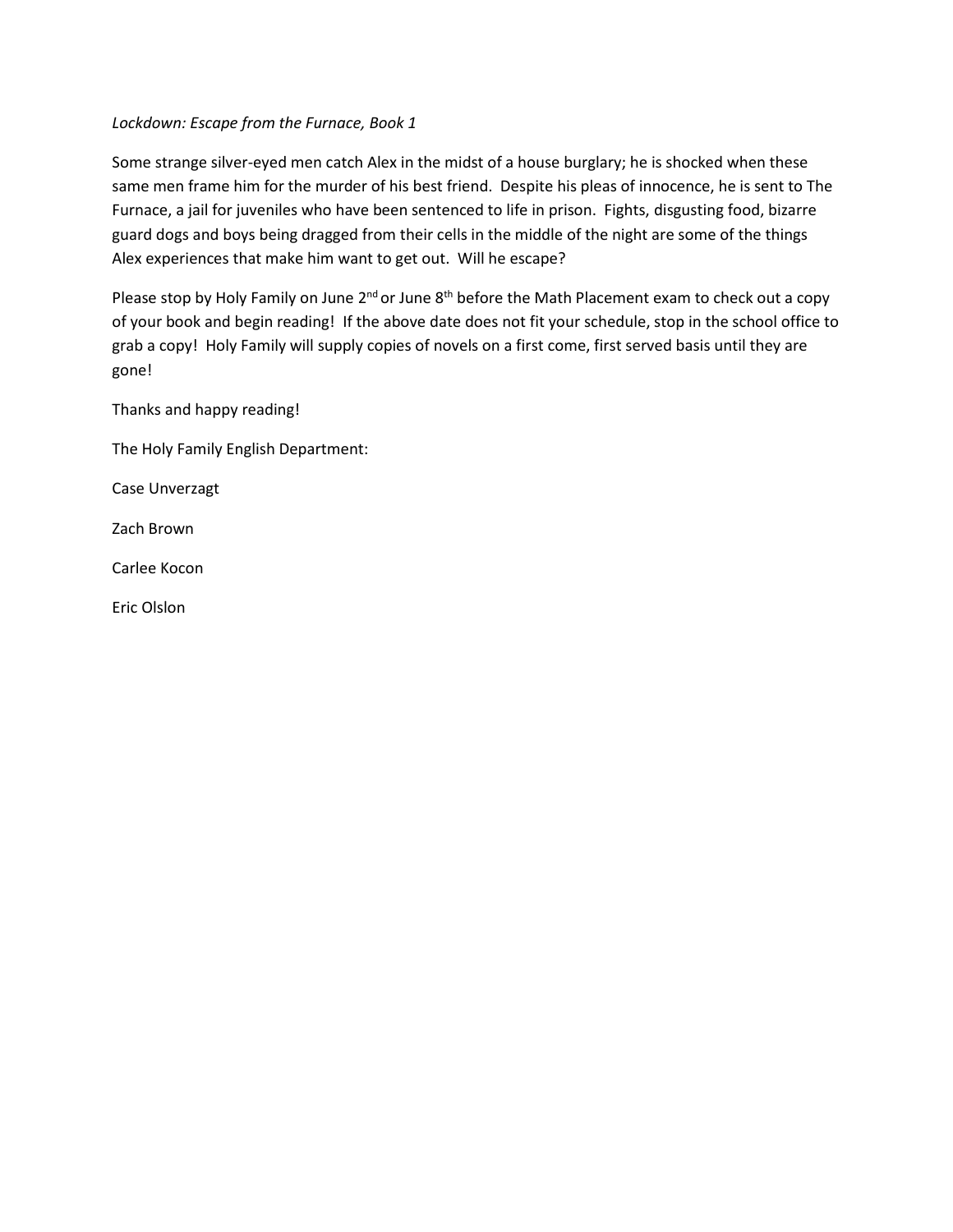*Lockdown: Escape from the Furnace, Book 1*

Some strange silver-eyed men catch Alex in the midst of a house burglary; he is shocked when these same men frame him for the murder of his best friend. Despite his pleas of innocence, he is sent to The Furnace, a jail for juveniles who have been sentenced to life in prison. Fights, disgusting food, bizarre guard dogs and boys being dragged from their cells in the middle of the night are some of the things Alex experiences that make him want to get out. Will he escape?

Please stop by Holy Family on June 2nd or June 8th before the Math Placement exam to check out a copy of your book and begin reading! If the above date does not fit your schedule, stop in the school office to grab a copy! Holy Family will supply copies of novels on a first come, first served basis until they are gone!

Thanks and happy reading!

The Holy Family English Department:

Case Unverzagt

Zach Brown

Carlee Kocon

Eric Olslon